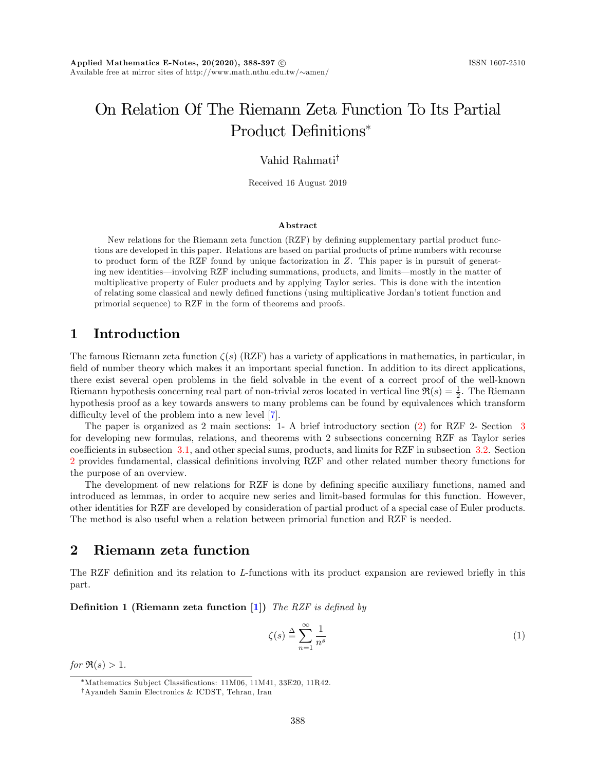# On Relation Of The Riemann Zeta Function To Its Partial Product Definitions*

Vahid Rahmati[†]

Received 16 August 2019

### Abstract

New relations for the Riemann zeta function (RZF) by defining supplementary partial product functions are developed in this paper. Relations are based on partial products of prime numbers with recourse to product form of the RZF found by unique factorization in $Z$. This paper is in pursuit of generating new identities—involving RZF including summations, products, and limits—mostly in the matter of multiplicative property of Euler products and by applying Taylor series. This is done with the intention of relating some classical and newly defined functions (using multiplicative Jordan's totient function and primorial sequence) to RZF in the form of theorems and proofs.

## 1 Introduction

The famous Riemann zeta function $\zeta(s)$ (RZF) has a variety of applications in mathematics, in particular, in field of number theory which makes it an important special function. In addition to its direct applications, there exist several open problems in the field solvable in the event of a correct proof of the well-known Riemann hypothesis concerning real part of non-trivial zeros located in vertical line $\Re(s) = \frac{1}{2}$. The Riemann hypothesis proof as a key towards answers to many problems can be found by equivalences which transform difficulty level of the problem into a new level [7].

The paper is organized as 2 main sections: 1- A brief introductory section (2) for RZF 2- Section 3 for developing new formulas, relations, and theorems with 2 subsections concerning RZF as Taylor series coefficients in subsection 3.1, and other special sums, products, and limits for RZF in subsection 3.2. Section 2 provides fundamental, classical definitions involving RZF and other related number theory functions for the purpose of an overview.

The development of new relations for RZF is done by defining specific auxiliary functions, named and introduced as lemmas, in order to acquire new series and limit-based formulas for this function. However, other identities for RZF are developed by consideration of partial product of a special case of Euler products. The method is also useful when a relation between primorial function and RZF is needed.

## 2 Riemann zeta function

The RZF definition and its relation to $L$-functions with its product expansion are reviewed briefly in this part.

**Definition 1 (Riemann zeta function [1])** *The RZF is defined by*

$$\zeta(s) \triangleq \sum_{n=1}^{\infty} \frac{1}{n^s} \tag{1}$$

*for* $\Re(s) > 1$.

*Mathematics Subject Classifications: 11M06, 11M41, 33E20, 11R42.

[†]Ayandeh Samin Electronics & ICDST, Tehran, Iran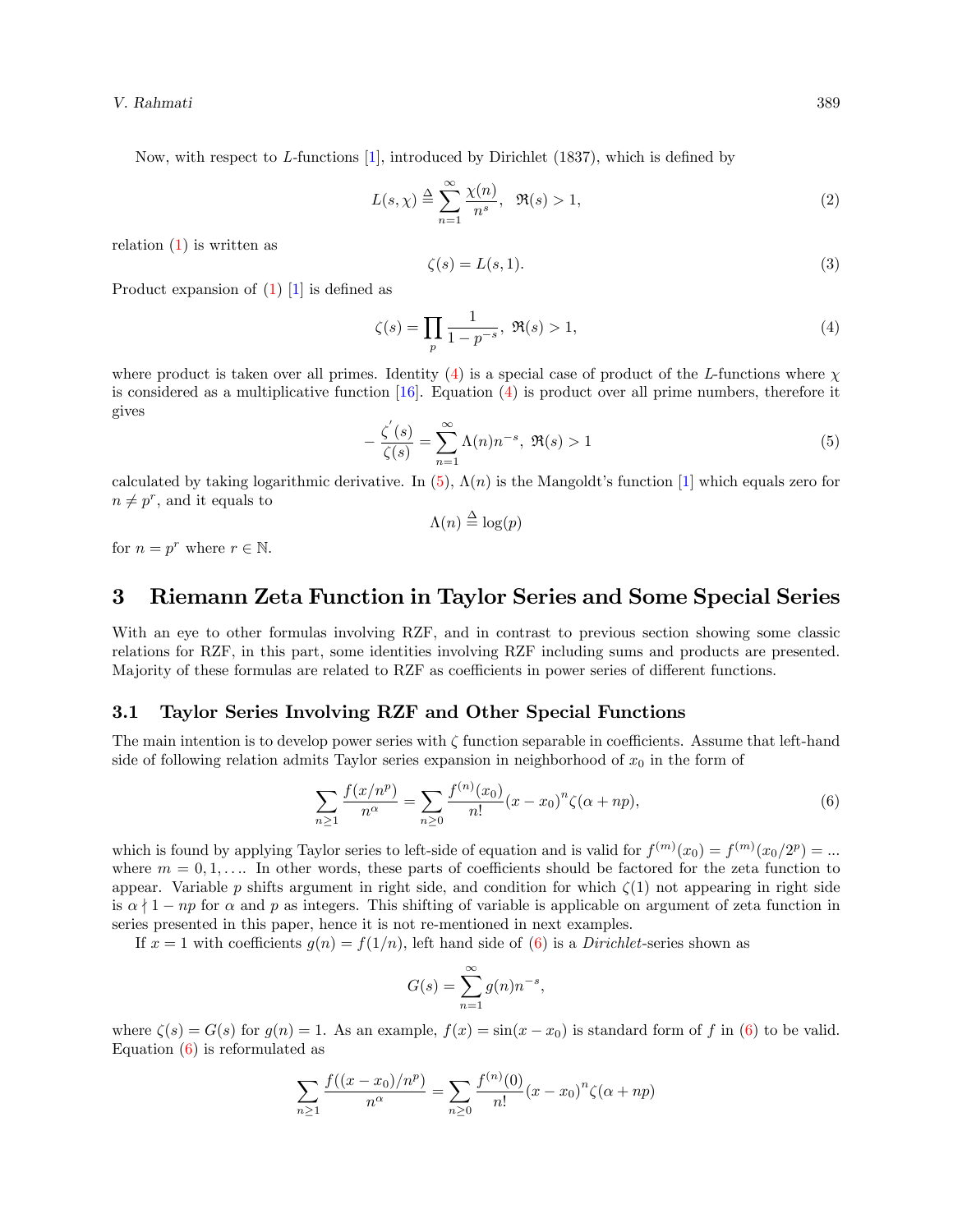Now, with respect to $L$-functions [1], introduced by Dirichlet (1837), which is defined by

$$L(s,\chi) \triangleq \sum_{n=1}^{\infty} \frac{\chi(n)}{n^s}, \quad \Re(s) > 1, \tag{2}$$

relation (1) is written as

$$\zeta(s) = L(s,1). \tag{3}$$

Product expansion of (1) [1] is defined as

$$\zeta(s) = \prod_{p} \frac{1}{1-p^{-s}}, \ \Re(s) > 1, \tag{4}$$

where product is taken over all primes. Identity (4) is a special case of product of the $L$-functions where $\chi$ is considered as a multiplicative function [16]. Equation (4) is product over all prime numbers, therefore it gives

$$-\frac{\zeta^{'}(s)}{\zeta(s)} = \sum_{n=1}^{\infty} \Lambda(n) n^{-s}, \ \Re(s) > 1 \tag{5}$$

calculated by taking logarithmic derivative. In (5), $\Lambda(n)$ is the Mangoldt's function [1] which equals zero for $n \neq p^r$, and it equals to

$$\Lambda(n) \triangleq \log(p)$$

for $n = p^r$ where $r \in \mathbb{N}$.

# 3 Riemann Zeta Function in Taylor Series and Some Special Series

With an eye to other formulas involving RZF, and in contrast to previous section showing some classic relations for RZF, in this part, some identities involving RZF including sums and products are presented. Majority of these formulas are related to RZF as coefficients in power series of different functions.

## 3.1 Taylor Series Involving RZF and Other Special Functions

The main intention is to develop power series with $\zeta$ function separable in coefficients. Assume that left-hand side of following relation admits Taylor series expansion in neighborhood of $x_0$ in the form of

$$\sum_{n\geq 1} \frac{f(x/n^p)}{n^\alpha} = \sum_{n\geq 0} \frac{f^{(n)}(x_0)}{n!} (x-x_0)^n \zeta(\alpha + np), \tag{6}$$

which is found by applying Taylor series to left-side of equation and is valid for $f^{(m)}(x_0) = f^{(m)}(x_0/2^p) = ...$ where $m = 0, 1, \ldots$. In other words, these parts of coefficients should be factored for the zeta function to appear. Variable $p$ shifts argument in right side, and condition for which $\zeta(1)$ not appearing in right side is $\alpha \nmid 1 - np$ for $\alpha$ and $p$ as integers. This shifting of variable is applicable on argument of zeta function in series presented in this paper, hence it is not re-mentioned in next examples.

If $x = 1$ with coefficients $g(n) = f(1/n)$, left hand side of (6) is a *Dirichlet*-series shown as

$$G(s) = \sum_{n=1}^{\infty} g(n) n^{-s},$$

where $\zeta(s) = G(s)$ for $g(n) = 1$. As an example, $f(x) = \sin(x - x_0)$ is standard form of $f$ in (6) to be valid. Equation (6) is reformulated as

$$\sum_{n\geq 1} \frac{f((x-x_0)/n^p)}{n^\alpha} = \sum_{n\geq 0} \frac{f^{(n)}(0)}{n!} (x-x_0)^n \zeta(\alpha + np)$$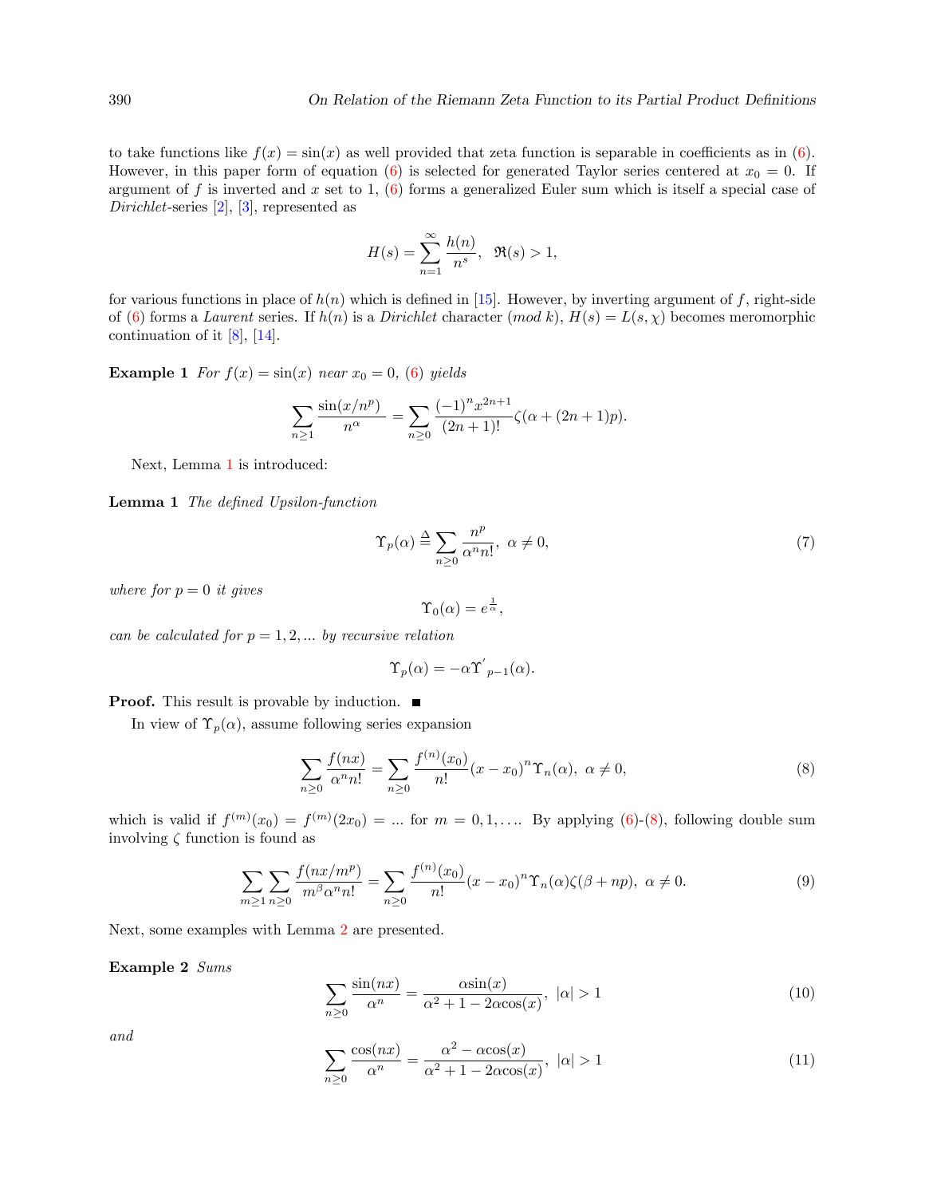to take functions like $f(x) = \sin(x)$ as well provided that zeta function is separable in coefficients as in (6). However, in this paper form of equation (6) is selected for generated Taylor series centered at $x_0 = 0$. If argument of $f$ is inverted and $x$ set to 1, (6) forms a generalized Euler sum which is itself a special case of *Dirichlet*-series [2], [3], represented as

$$H(s) = \sum_{n=1}^{\infty} \frac{h(n)}{n^s}, \quad \Re(s) > 1,$$

for various functions in place of $h(n)$ which is defined in [15]. However, by inverting argument of $f$, right-side of (6) forms a *Laurent* series. If $h(n)$ is a *Dirichlet* character (*mod* $k$), $H(s) = L(s, \chi)$ becomes meromorphic continuation of it [8], [14].

**Example 1** *For $f(x) = \sin(x)$ near $x_0 = 0$, (6) yields*

$$\sum_{n\geq 1} \frac{\sin(x/n^p)}{n^\alpha} = \sum_{n\geq 0} \frac{(-1)^n x^{2n+1}}{(2n+1)!} \zeta(\alpha + (2n+1)p).$$

Next, Lemma 1 is introduced:

**Lemma 1** *The defined Upsilon-function*

$$\Upsilon_p(\alpha) \triangleq \sum_{n\geq 0} \frac{n^p}{\alpha^n n!}, \ \alpha \neq 0, \tag{7}$$

*where for $p = 0$ it gives*

$$\Upsilon_0(\alpha) = e^{\frac{1}{\alpha}},$$

*can be calculated for $p = 1, 2, ...$ by recursive relation*

$$\Upsilon_p(\alpha) = -\alpha \Upsilon'_{p-1}(\alpha).$$

**Proof.** This result is provable by induction. ∎

In view of $\Upsilon_p(\alpha)$, assume following series expansion

$$\sum_{n\geq 0} \frac{f(nx)}{\alpha^n n!} = \sum_{n\geq 0} \frac{f^{(n)}(x_0)}{n!} (x - x_0)^n \Upsilon_n(\alpha), \ \alpha \neq 0, \tag{8}$$

which is valid if $f^{(m)}(x_0) = f^{(m)}(2x_0) = ...$ for $m = 0, 1, \ldots$. By applying (6)-(8), following double sum involving $\zeta$ function is found as

$$\sum_{m\geq 1} \sum_{n\geq 0} \frac{f(nx/m^p)}{m^\beta \alpha^n n!} = \sum_{n\geq 0} \frac{f^{(n)}(x_0)}{n!} (x - x_0)^n \Upsilon_n(\alpha) \zeta(\beta + np), \ \alpha \neq 0. \tag{9}$$

Next, some examples with Lemma 2 are presented.

**Example 2** *Sums*

$$\sum_{n\geq 0} \frac{\sin(nx)}{\alpha^n} = \frac{\alpha \sin(x)}{\alpha^2 + 1 - 2\alpha \cos(x)}, \ |\alpha| > 1 \tag{10}$$

*and*

$$\sum_{n\geq 0} \frac{\cos(nx)}{\alpha^n} = \frac{\alpha^2 - \alpha \cos(x)}{\alpha^2 + 1 - 2\alpha \cos(x)}, \ |\alpha| > 1 \tag{11}$$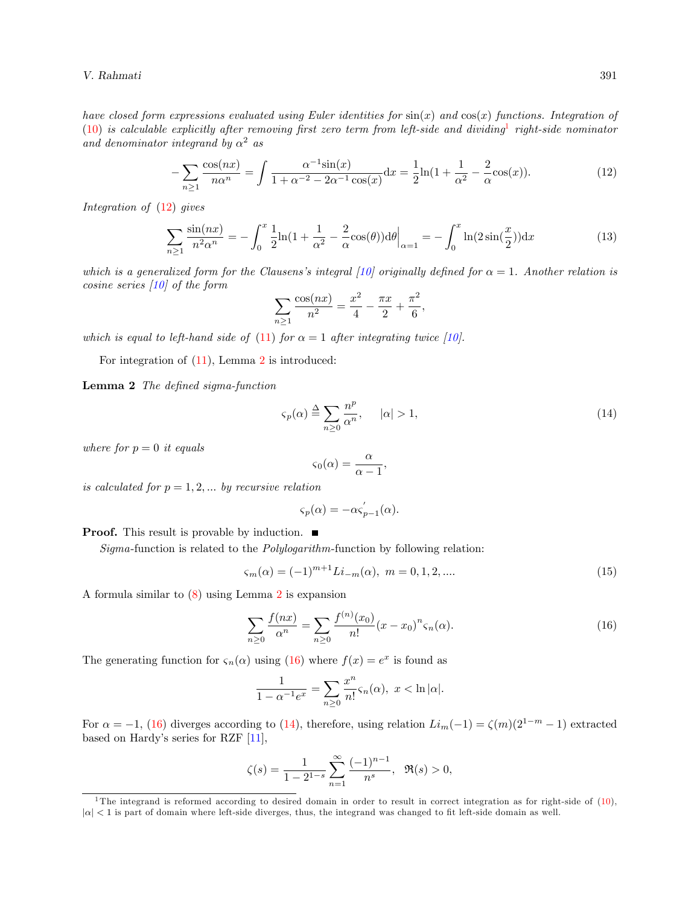*have closed form expressions evaluated using Euler identities for $\sin(x)$ and $\cos(x)$ functions. Integration of (10) is calculable explicitly after removing first zero term from left-side and dividing[1] right-side nominator and denominator integrand by $\alpha^2$ as*

$$-\sum_{n\geq 1}\frac{\cos(nx)}{n\alpha^n}=\int\frac{\alpha^{-1}\sin(x)}{1+\alpha^{-2}-2\alpha^{-1}\cos(x)}\mathrm{d}x=\frac{1}{2}\ln(1+\frac{1}{\alpha^2}-\frac{2}{\alpha}\cos(x)). \tag{12}$$

*Integration of (12) gives*

$$\sum_{n\geq 1}\frac{\sin(nx)}{n^2\alpha^n}=-\int_0^x\frac{1}{2}\ln(1+\frac{1}{\alpha^2}-\frac{2}{\alpha}\cos(\theta))\mathrm{d}\theta\Big|_{\alpha=1}=-\int_0^x\ln(2\sin(\frac{x}{2}))\mathrm{d}x \tag{13}$$

*which is a generalized form for the Clausens's integral [10] originally defined for $\alpha=1$. Another relation is cosine series [10] of the form*

$$\sum_{n\geq 1}\frac{\cos(nx)}{n^2}=\frac{x^2}{4}-\frac{\pi x}{2}+\frac{\pi^2}{6},$$

*which is equal to left-hand side of (11) for $\alpha=1$ after integrating twice [10].*

For integration of (11), Lemma 2 is introduced:

**Lemma 2** *The defined sigma-function*

$$\varsigma_p(\alpha)\triangleq\sum_{n\geq 0}\frac{n^p}{\alpha^n},\qquad |\alpha|>1, \tag{14}$$

*where for $p=0$ it equals*

$$\varsigma_0(\alpha)=\frac{\alpha}{\alpha-1},$$

*is calculated for $p=1,2,...$ by recursive relation*

$$\varsigma_p(\alpha)=-\alpha\varsigma_{p-1}^{'}(\alpha).$$

**Proof.** This result is provable by induction. ■

*Sigma*-function is related to the *Polylogarithm*-function by following relation:

$$\varsigma_m(\alpha)=(-1)^{m+1}Li_{-m}(\alpha),\ m=0,1,2,.... \tag{15}$$

A formula similar to (8) using Lemma 2 is expansion

$$\sum_{n\geq 0}\frac{f(nx)}{\alpha^n}=\sum_{n\geq 0}\frac{f^{(n)}(x_0)}{n!}(x-x_0)^n\varsigma_n(\alpha). \tag{16}$$

The generating function for $\varsigma_n(\alpha)$ using (16) where $f(x)=e^x$ is found as

$$\frac{1}{1-\alpha^{-1}e^x}=\sum_{n\geq 0}\frac{x^n}{n!}\varsigma_n(\alpha),\ x<\ln|\alpha|.$$

For $\alpha=-1$, (16) diverges according to (14), therefore, using relation $Li_m(-1)=\zeta(m)(2^{1-m}-1)$ extracted based on Hardy's series for RZF [11],

$$\zeta(s)=\frac{1}{1-2^{1-s}}\sum_{n=1}^{\infty}\frac{(-1)^{n-1}}{n^s},\ \ \Re(s)>0,$$

[1] The integrand is reformed according to desired domain in order to result in correct integration as for right-side of (10), $|\alpha|<1$ is part of domain where left-side diverges, thus, the integrand was changed to fit left-side domain as well.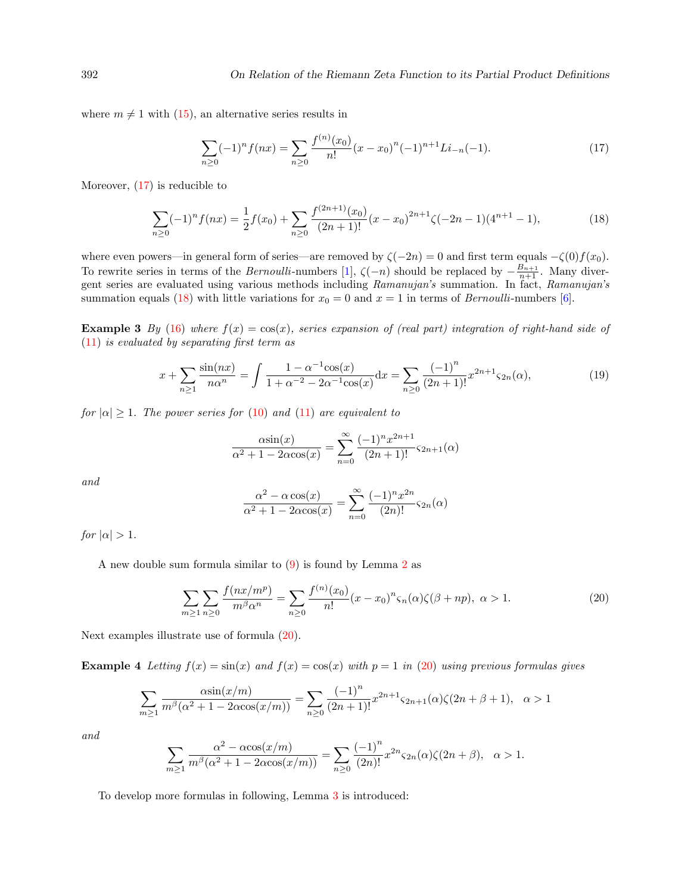where $m \neq 1$ with (15), an alternative series results in

$$\sum_{n\geq 0}(-1)^n f(nx) = \sum_{n\geq 0}\frac{f^{(n)}(x_0)}{n!}(x-x_0)^n(-1)^{n+1}Li_{-n}(-1). \tag{17}$$

Moreover, (17) is reducible to

$$\sum_{n\geq 0}(-1)^n f(nx) = \frac{1}{2}f(x_0) + \sum_{n\geq 0}\frac{f^{(2n+1)}(x_0)}{(2n+1)!}(x-x_0)^{2n+1}\zeta(-2n-1)(4^{n+1}-1), \tag{18}$$

where even powers—in general form of series—are removed by $\zeta(-2n)=0$ and first term equals $-\zeta(0)f(x_0)$. To rewrite series in terms of the *Bernoulli*-numbers [1], $\zeta(-n)$ should be replaced by $-\frac{B_{n+1}}{n+1}$. Many divergent series are evaluated using various methods including *Ramanujan's* summation. In fact, *Ramanujan's* summation equals (18) with little variations for $x_0=0$ and $x=1$ in terms of *Bernoulli*-numbers [6].

**Example 3** *By (16) where $f(x)=\cos(x)$, series expansion of (real part) integration of right-hand side of (11) is evaluated by separating first term as*

$$x + \sum_{n\geq 1}\frac{\sin(nx)}{n\alpha^n} = \int \frac{1-\alpha^{-1}\cos(x)}{1+\alpha^{-2}-2\alpha^{-1}\cos(x)}\mathrm{d}x = \sum_{n\geq 0}\frac{(-1)^n}{(2n+1)!}x^{2n+1}\varsigma_{2n}(\alpha), \tag{19}$$

*for $|\alpha|\geq 1$. The power series for (10) and (11) are equivalent to*

$$\frac{\alpha\sin(x)}{\alpha^2+1-2\alpha\cos(x)} = \sum_{n=0}^{\infty}\frac{(-1)^n x^{2n+1}}{(2n+1)!}\varsigma_{2n+1}(\alpha)$$

*and*

$$\frac{\alpha^2-\alpha\cos(x)}{\alpha^2+1-2\alpha\cos(x)} = \sum_{n=0}^{\infty}\frac{(-1)^n x^{2n}}{(2n)!}\varsigma_{2n}(\alpha)$$

*for $|\alpha|>1$.*

A new double sum formula similar to (9) is found by Lemma 2 as

$$\sum_{m\geq 1}\sum_{n\geq 0}\frac{f(nx/m^p)}{m^\beta\alpha^n} = \sum_{n\geq 0}\frac{f^{(n)}(x_0)}{n!}(x-x_0)^n\varsigma_n(\alpha)\zeta(\beta+np),\ \alpha>1. \tag{20}$$

Next examples illustrate use of formula (20).

**Example 4** *Letting $f(x)=\sin(x)$ and $f(x)=\cos(x)$ with $p=1$ in (20) using previous formulas gives*

$$\sum_{m\geq 1}\frac{\alpha\sin(x/m)}{m^\beta(\alpha^2+1-2\alpha\cos(x/m))} = \sum_{n\geq 0}\frac{(-1)^n}{(2n+1)!}x^{2n+1}\varsigma_{2n+1}(\alpha)\zeta(2n+\beta+1),\quad \alpha>1$$

*and*

$$\sum_{m\geq 1}\frac{\alpha^2-\alpha\cos(x/m)}{m^\beta(\alpha^2+1-2\alpha\cos(x/m))} = \sum_{n\geq 0}\frac{(-1)^n}{(2n)!}x^{2n}\varsigma_{2n}(\alpha)\zeta(2n+\beta),\quad \alpha>1.$$

To develop more formulas in following, Lemma 3 is introduced: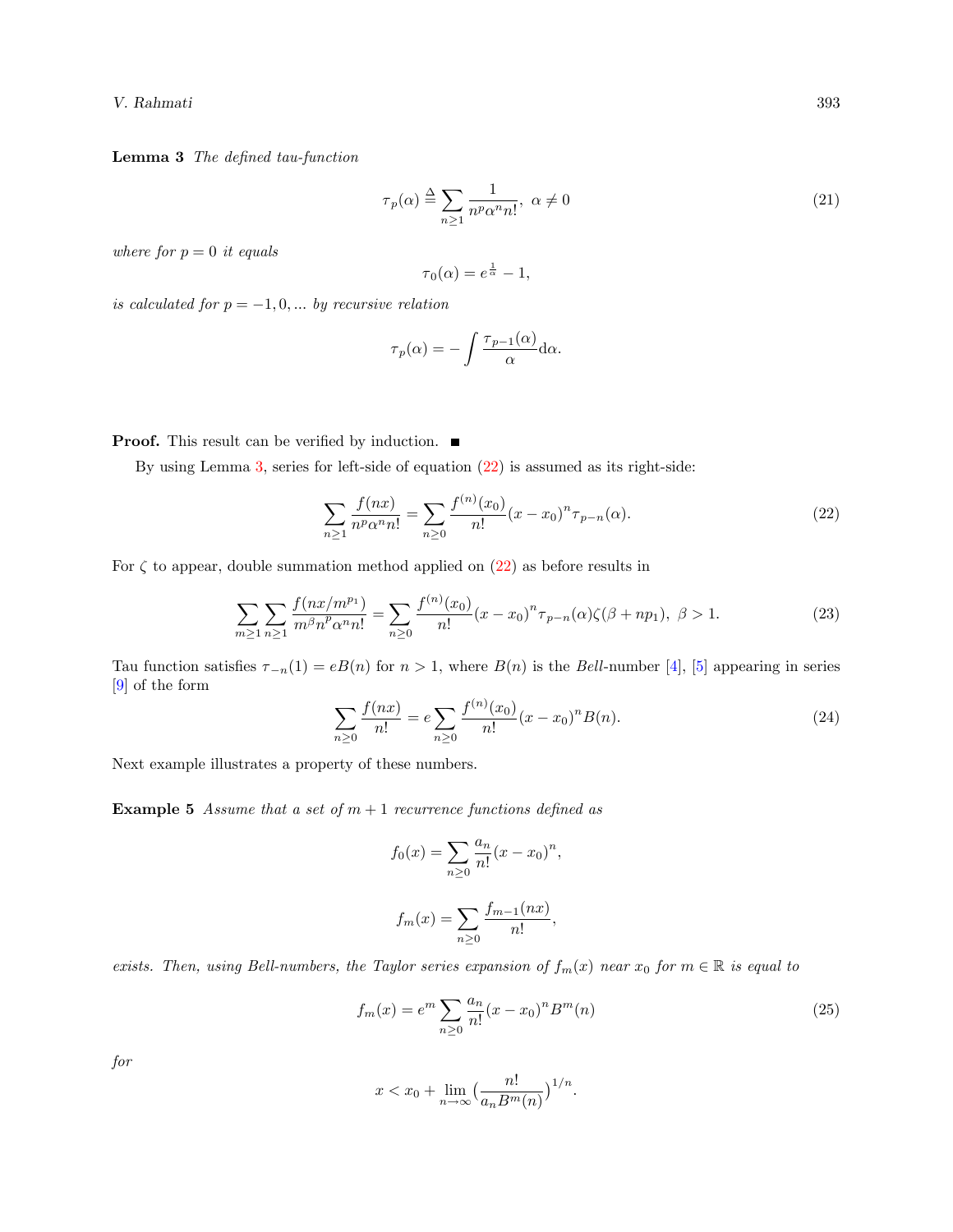**Lemma 3** *The defined tau-function*

$$
\tau_p(\alpha) \triangleq \sum_{n\geq 1} \frac{1}{n^p \alpha^n n!}, \;\; \alpha \neq 0 \tag{21}
$$

*where for $p = 0$ it equals*

$$
\tau_0(\alpha) = e^{\frac{1}{\alpha}} - 1,
$$

*is calculated for $p = -1, 0, ...$ by recursive relation*

$$
\tau_p(\alpha) = -\int \frac{\tau_{p-1}(\alpha)}{\alpha} \mathrm{d}\alpha.
$$

**Proof.** This result can be verified by induction. ■

By using Lemma 3, series for left-side of equation (22) is assumed as its right-side:

$$
\sum_{n\geq 1} \frac{f(nx)}{n^p \alpha^n n!} = \sum_{n\geq 0} \frac{f^{(n)}(x_0)}{n!}(x - x_0)^n \tau_{p-n}(\alpha). \tag{22}
$$

For $\zeta$ to appear, double summation method applied on (22) as before results in

$$
\sum_{m\geq 1}\sum_{n\geq 1} \frac{f(nx/m^{p_1})}{m^\beta n^p \alpha^n n!} = \sum_{n\geq 0} \frac{f^{(n)}(x_0)}{n!}(x - x_0)^n \tau_{p-n}(\alpha)\zeta(\beta + np_1), \; \beta > 1. \tag{23}
$$

Tau function satisfies $\tau_{-n}(1) = eB(n)$ for $n > 1$, where $B(n)$ is the *Bell*-number [4], [5] appearing in series [9] of the form

$$
\sum_{n\geq 0} \frac{f(nx)}{n!} = e \sum_{n\geq 0} \frac{f^{(n)}(x_0)}{n!}(x - x_0)^n B(n). \tag{24}
$$

Next example illustrates a property of these numbers.

**Example 5** *Assume that a set of $m + 1$ recurrence functions defined as*

$$
f_0(x) = \sum_{n\geq 0} \frac{a_n}{n!}(x - x_0)^n,
$$

$$
f_m(x) = \sum_{n\geq 0} \frac{f_{m-1}(nx)}{n!},
$$

*exists. Then, using Bell-numbers, the Taylor series expansion of $f_m(x)$ near $x_0$ for $m \in \mathbb{R}$ is equal to*

$$
f_m(x) = e^m \sum_{n\geq 0} \frac{a_n}{n!}(x - x_0)^n B^m(n) \tag{25}
$$

*for*

$$
x < x_0 + \lim_{n\to\infty} \big(\frac{n!}{a_n B^m(n)}\big)^{1/n}.
$$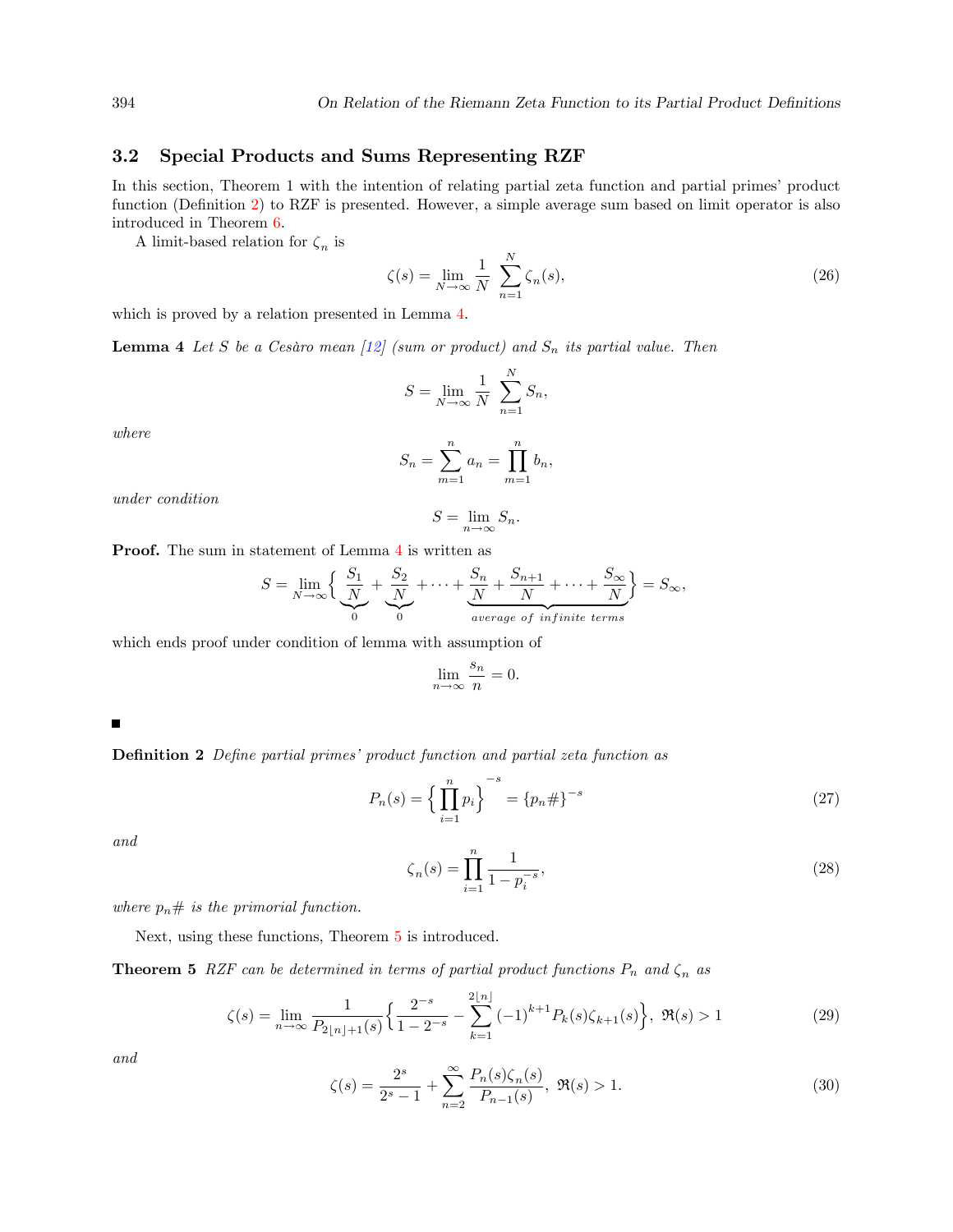### 3.2 Special Products and Sums Representing RZF

In this section, Theorem 1 with the intention of relating partial zeta function and partial primes' product function (Definition 2) to RZF is presented. However, a simple average sum based on limit operator is also introduced in Theorem 6.

A limit-based relation for $\zeta_n$ is

$$\zeta(s) = \lim_{N\to\infty} \frac{1}{N} \sum_{n=1}^{N} \zeta_n(s), \tag{26}$$

which is proved by a relation presented in Lemma 4.

**Lemma 4** *Let $S$ be a Cesàro mean [12] (sum or product) and $S_n$ its partial value. Then*

$$S = \lim_{N\to\infty} \frac{1}{N} \sum_{n=1}^{N} S_n,$$

*where*

$$S_n = \sum_{m=1}^{n} a_n = \prod_{m=1}^{n} b_n,$$

*under condition*

$$S = \lim_{n\to\infty} S_n.$$

**Proof.** The sum in statement of Lemma 4 is written as

$$S = \lim_{N\to\infty} \Big\{ \underbrace{\frac{S_1}{N}}_{0} + \underbrace{\frac{S_2}{N}}_{0} + \cdots + \underbrace{\frac{S_n}{N} + \frac{S_{n+1}}{N} + \cdots + \frac{S_\infty}{N}}_{average\ of\ infinite\ terms} \Big\} = S_\infty,$$

which ends proof under condition of lemma with assumption of

$$\lim_{n\to\infty} \frac{s_n}{n} = 0.$$

■

**Definition 2** *Define partial primes' product function and partial zeta function as*

$$P_n(s) = \Big\{ \prod_{i=1}^{n} p_i \Big\}^{-s} = \{p_n\#\}^{-s} \tag{27}$$

*and*

$$\zeta_n(s) = \prod_{i=1}^{n} \frac{1}{1 - p_i^{-s}}, \tag{28}$$

*where $p_n\#$ is the primorial function.*

Next, using these functions, Theorem 5 is introduced.

**Theorem 5** *RZF can be determined in terms of partial product functions $P_n$ and $\zeta_n$ as*

$$\zeta(s) = \lim_{n\to\infty} \frac{1}{P_{2\lfloor n\rfloor+1}(s)} \Big\{ \frac{2^{-s}}{1-2^{-s}} - \sum_{k=1}^{2\lfloor n\rfloor} (-1)^{k+1} P_k(s) \zeta_{k+1}(s) \Big\},\ \Re(s) > 1 \tag{29}$$

*and*

$$\zeta(s) = \frac{2^s}{2^s - 1} + \sum_{n=2}^{\infty} \frac{P_n(s)\zeta_n(s)}{P_{n-1}(s)},\ \Re(s) > 1. \tag{30}$$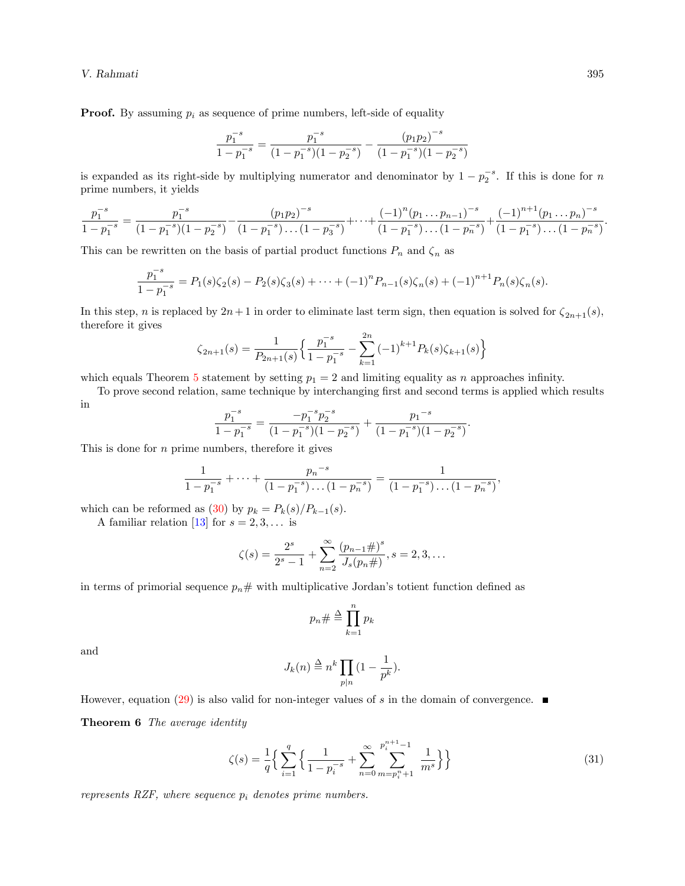**Proof.** By assuming $p_i$ as sequence of prime numbers, left-side of equality

$$\frac{p_1^{-s}}{1-p_1^{-s}} = \frac{p_1^{-s}}{(1-p_1^{-s})(1-p_2^{-s})} - \frac{(p_1p_2)^{-s}}{(1-p_1^{-s})(1-p_2^{-s})}$$

is expanded as its right-side by multiplying numerator and denominator by $1-p_2^{-s}$. If this is done for $n$ prime numbers, it yields

$$\frac{p_1^{-s}}{1-p_1^{-s}} = \frac{p_1^{-s}}{(1-p_1^{-s})(1-p_2^{-s})} - \frac{(p_1p_2)^{-s}}{(1-p_1^{-s})\dots(1-p_3^{-s})} + \dots + \frac{(-1)^n(p_1\dots p_{n-1})^{-s}}{(1-p_1^{-s})\dots(1-p_n^{-s})} + \frac{(-1)^{n+1}(p_1\dots p_n)^{-s}}{(1-p_1^{-s})\dots(1-p_n^{-s})}.$$

This can be rewritten on the basis of partial product functions $P_n$ and $\zeta_n$ as

$$\frac{p_1^{-s}}{1-p_1^{-s}} = P_1(s)\zeta_2(s) - P_2(s)\zeta_3(s) + \dots + (-1)^n P_{n-1}(s)\zeta_n(s) + (-1)^{n+1}P_n(s)\zeta_n(s).$$

In this step, $n$ is replaced by $2n+1$ in order to eliminate last term sign, then equation is solved for $\zeta_{2n+1}(s)$, therefore it gives

$$\zeta_{2n+1}(s) = \frac{1}{P_{2n+1}(s)}\Big\{\frac{p_1^{-s}}{1-p_1^{-s}} - \sum_{k=1}^{2n}(-1)^{k+1}P_k(s)\zeta_{k+1}(s)\Big\}$$

which equals Theorem 5 statement by setting $p_1 = 2$ and limiting equality as $n$ approaches infinity.

To prove second relation, same technique by interchanging first and second terms is applied which results in

$$\frac{p_1^{-s}}{1-p_1^{-s}} = \frac{-p_1^{-s}p_2^{-s}}{(1-p_1^{-s})(1-p_2^{-s})} + \frac{{p_1}^{-s}}{(1-p_1^{-s})(1-p_2^{-s})}.$$

This is done for $n$ prime numbers, therefore it gives

$$\frac{1}{1-p_1^{-s}} + \dots + \frac{{p_n}^{-s}}{(1-p_1^{-s})\dots(1-p_n^{-s})} = \frac{1}{(1-p_1^{-s})\dots(1-p_n^{-s})},$$

which can be reformed as (30) by $p_k = P_k(s)/P_{k-1}(s)$.

A familiar relation [13] for $s = 2, 3, \dots$ is

$$\zeta(s) = \frac{2^s}{2^s-1} + \sum_{n=2}^{\infty}\frac{(p_{n-1}\#)^s}{J_s(p_n\#)}, s = 2, 3, \dots$$

in terms of primorial sequence $p_n\#$ with multiplicative Jordan's totient function defined as

$$p_n\# \triangleq \prod_{k=1}^{n} p_k$$

and

$$J_k(n) \triangleq n^k \prod_{p|n}(1-\frac{1}{p^k}).$$

However, equation (29) is also valid for non-integer values of $s$ in the domain of convergence. ■

**Theorem 6** *The average identity*

$$\zeta(s) = \frac{1}{q}\Big\{\sum_{i=1}^{q}\Big\{\frac{1}{1-p_i^{-s}} + \sum_{n=0}^{\infty}\sum_{m=p_i^n+1}^{p_i^{n+1}-1}\frac{1}{m^s}\Big\}\Big\} \tag{31}$$

*represents RZF, where sequence $p_i$ denotes prime numbers.*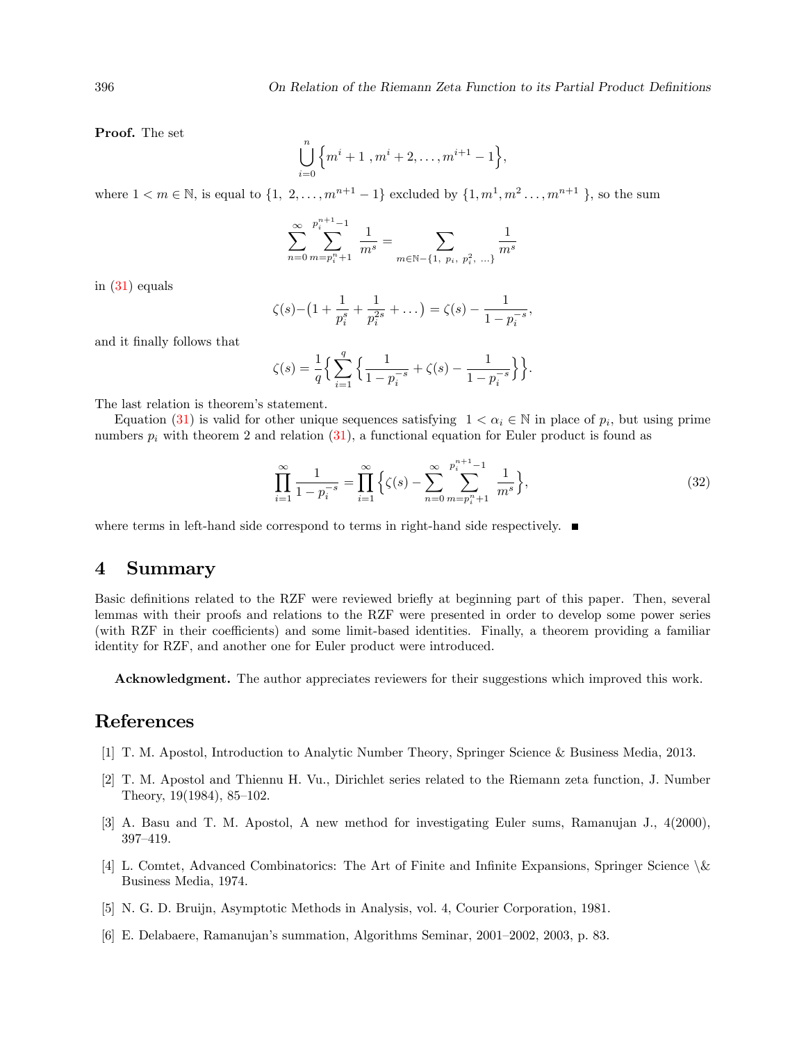**Proof.** The set

$$\bigcup_{i=0}^{n} \Big\{ m^i + 1 \ , m^i + 2, \ldots, m^{i+1} - 1 \Big\},$$

where $1 < m \in \mathbb{N}$, is equal to $\{1, \ 2, \ldots, m^{n+1} - 1\}$ excluded by $\{1, m^1, m^2 \ldots, m^{n+1}\}$, so the sum

$$\sum_{n=0}^{\infty} \sum_{m=p_i^n+1}^{p_i^{n+1}-1} \frac{1}{m^s} = \sum_{m \in \mathbb{N} - \{1, \ p_i, \ p_i^2, \ \ldots\}} \frac{1}{m^s}$$

in (31) equals

$$\zeta(s) - \big(1 + \frac{1}{p_i^s} + \frac{1}{p_i^{2s}} + \ldots\big) = \zeta(s) - \frac{1}{1 - p_i^{-s}},$$

and it finally follows that

$$\zeta(s) = \frac{1}{q} \Big\{ \sum_{i=1}^{q} \Big\{ \frac{1}{1 - p_i^{-s}} + \zeta(s) - \frac{1}{1 - p_i^{-s}} \Big\} \Big\}.$$

The last relation is theorem's statement.

Equation (31) is valid for other unique sequences satisfying $1 < \alpha_i \in \mathbb{N}$ in place of $p_i$, but using prime numbers $p_i$ with theorem 2 and relation (31), a functional equation for Euler product is found as

$$\prod_{i=1}^{\infty} \frac{1}{1 - p_i^{-s}} = \prod_{i=1}^{\infty} \Big\{ \zeta(s) - \sum_{n=0}^{\infty} \sum_{m=p_i^n+1}^{p_i^{n+1}-1} \frac{1}{m^s} \Big\}, \tag{32}$$

where terms in left-hand side correspond to terms in right-hand side respectively. ■

## 4 Summary

Basic definitions related to the RZF were reviewed briefly at beginning part of this paper. Then, several lemmas with their proofs and relations to the RZF were presented in order to develop some power series (with RZF in their coefficients) and some limit-based identities. Finally, a theorem providing a familiar identity for RZF, and another one for Euler product were introduced.

**Acknowledgment.** The author appreciates reviewers for their suggestions which improved this work.

## References

[1] T. M. Apostol, Introduction to Analytic Number Theory, Springer Science & Business Media, 2013.

[2] T. M. Apostol and Thiennu H. Vu., Dirichlet series related to the Riemann zeta function, J. Number Theory, 19(1984), 85–102.

[3] A. Basu and T. M. Apostol, A new method for investigating Euler sums, Ramanujan J., 4(2000), 397–419.

[4] L. Comtet, Advanced Combinatorics: The Art of Finite and Infinite Expansions, Springer Science \& Business Media, 1974.

[5] N. G. D. Bruijn, Asymptotic Methods in Analysis, vol. 4, Courier Corporation, 1981.

[6] E. Delabaere, Ramanujan's summation, Algorithms Seminar, 2001–2002, 2003, p. 83.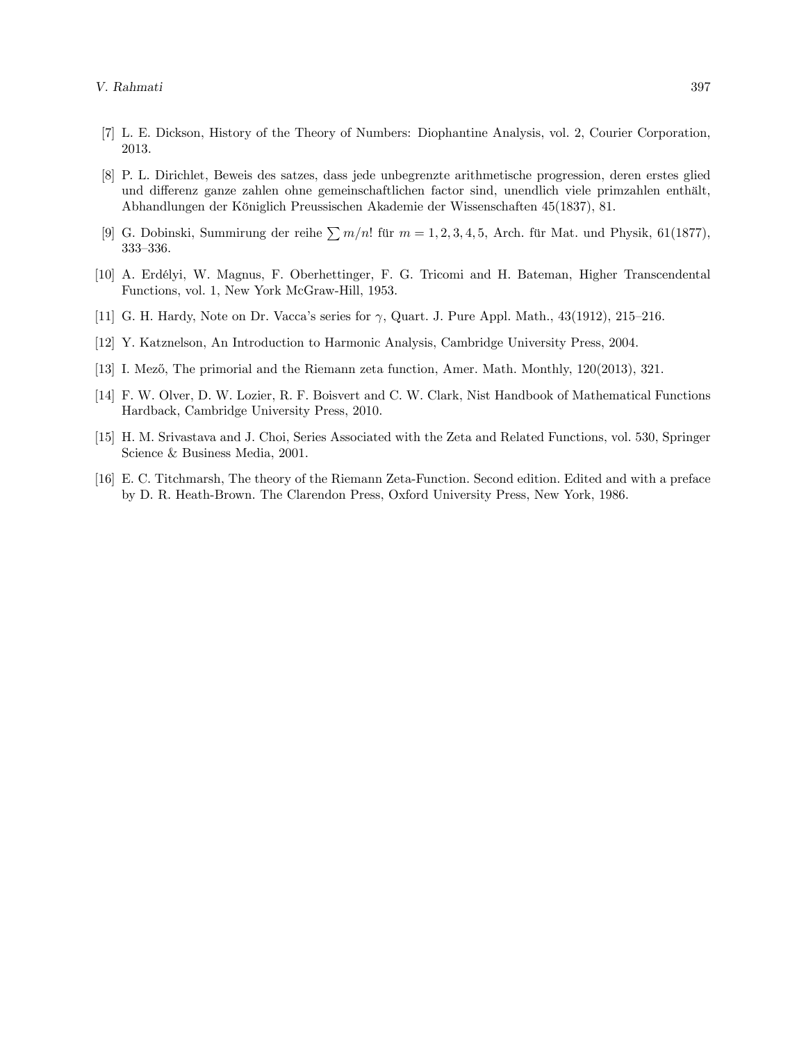[7] L. E. Dickson, History of the Theory of Numbers: Diophantine Analysis, vol. 2, Courier Corporation, 2013.

[8] P. L. Dirichlet, Beweis des satzes, dass jede unbegrenzte arithmetische progression, deren erstes glied und differenz ganze zahlen ohne gemeinschaftlichen factor sind, unendlich viele primzahlen enthält, Abhandlungen der Königlich Preussischen Akademie der Wissenschaften 45(1837), 81.

[9] G. Dobinski, Summirung der reihe $\sum m/n!$ für $m = 1, 2, 3, 4, 5$, Arch. für Mat. und Physik, 61(1877), 333–336.

[10] A. Erdélyi, W. Magnus, F. Oberhettinger, F. G. Tricomi and H. Bateman, Higher Transcendental Functions, vol. 1, New York McGraw-Hill, 1953.

[11] G. H. Hardy, Note on Dr. Vacca's series for $\gamma$, Quart. J. Pure Appl. Math., 43(1912), 215–216.

[12] Y. Katznelson, An Introduction to Harmonic Analysis, Cambridge University Press, 2004.

[13] I. Mező, The primorial and the Riemann zeta function, Amer. Math. Monthly, 120(2013), 321.

[14] F. W. Olver, D. W. Lozier, R. F. Boisvert and C. W. Clark, Nist Handbook of Mathematical Functions Hardback, Cambridge University Press, 2010.

[15] H. M. Srivastava and J. Choi, Series Associated with the Zeta and Related Functions, vol. 530, Springer Science & Business Media, 2001.

[16] E. C. Titchmarsh, The theory of the Riemann Zeta-Function. Second edition. Edited and with a preface by D. R. Heath-Brown. The Clarendon Press, Oxford University Press, New York, 1986.